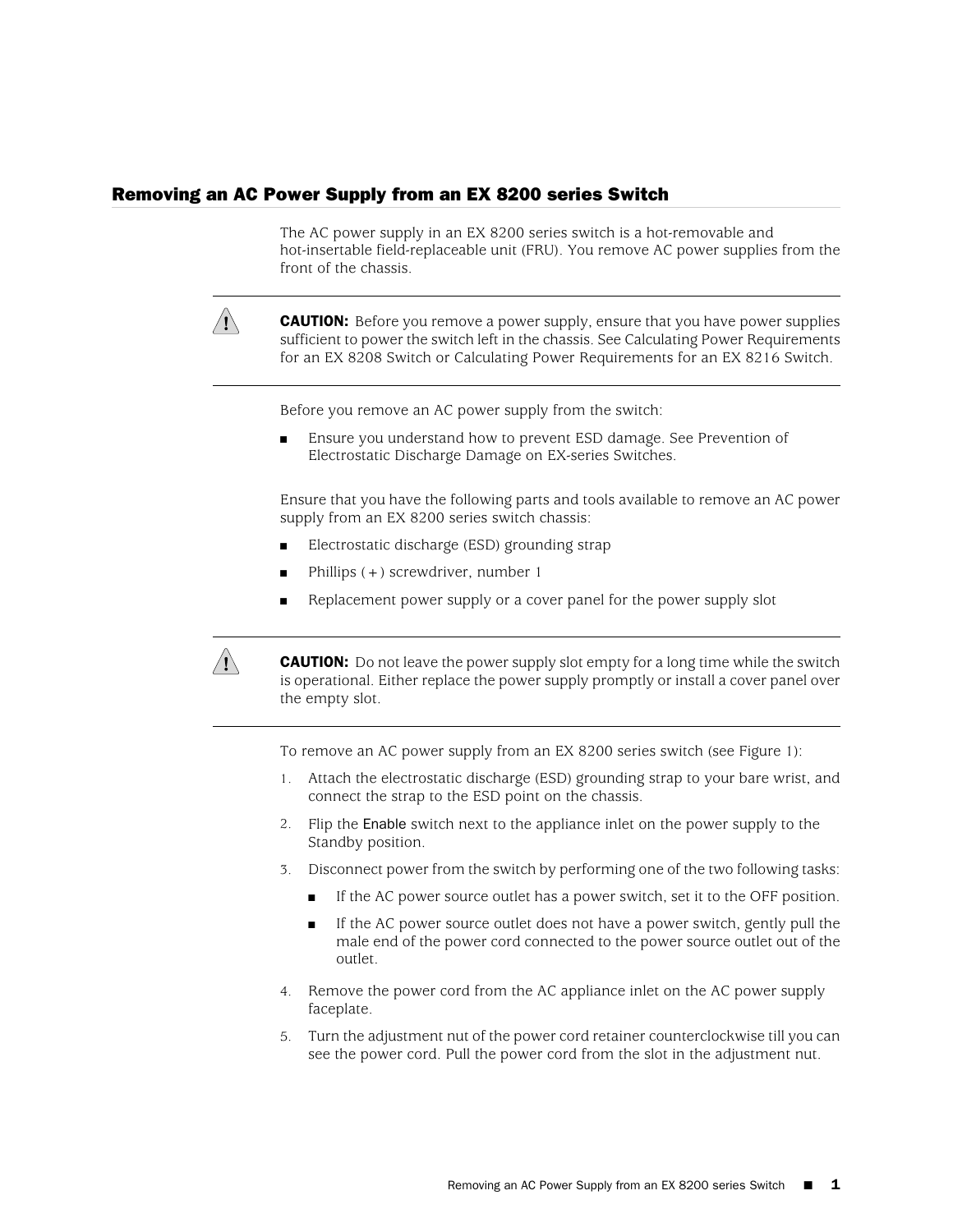## Removing an AC Power Supply from an EX 8200 series Switch

The AC power supply in an EX 8200 series switch is a hot-removable and hot-insertable field-replaceable unit (FRU). You remove AC power supplies from the front of the chassis.

> **CAUTION:** Before you remove a power supply, ensure that you have power supplies sufficient to power the switch left in the chassis. See Calculating Power Requirements for an EX 8208 Switch or Calculating Power Requirements for an EX 8216 Switch.

Before you remove an AC power supply from the switch:

- Ensure you understand how to prevent ESD damage. See Prevention of Electrostatic Discharge Damage on EX-series Switches.

Ensure that you have the following parts and tools available to remove an AC power supply from an EX 8200 series switch chassis:

- Electrostatic discharge (ESD) grounding strap
- Phillips (+) screwdriver, number 1
- Replacement power supply or a cover panel for the power supply slot

> **CAUTION:** Do not leave the power supply slot empty for a long time while the switch is operational. Either replace the power supply promptly or install a cover panel over the empty slot.

To remove an AC power supply from an EX 8200 series switch (see Figure 1):

1. Attach the electrostatic discharge (ESD) grounding strap to your bare wrist, and connect the strap to the ESD point on the chassis.
2. Flip the Enable switch next to the appliance inlet on the power supply to the Standby position.
3. Disconnect power from the switch by performing one of the two following tasks:
   - If the AC power source outlet has a power switch, set it to the OFF position.
   - If the AC power source outlet does not have a power switch, gently pull the male end of the power cord connected to the power source outlet out of the outlet.
4. Remove the power cord from the AC appliance inlet on the AC power supply faceplate.
5. Turn the adjustment nut of the power cord retainer counterclockwise till you can see the power cord. Pull the power cord from the slot in the adjustment nut.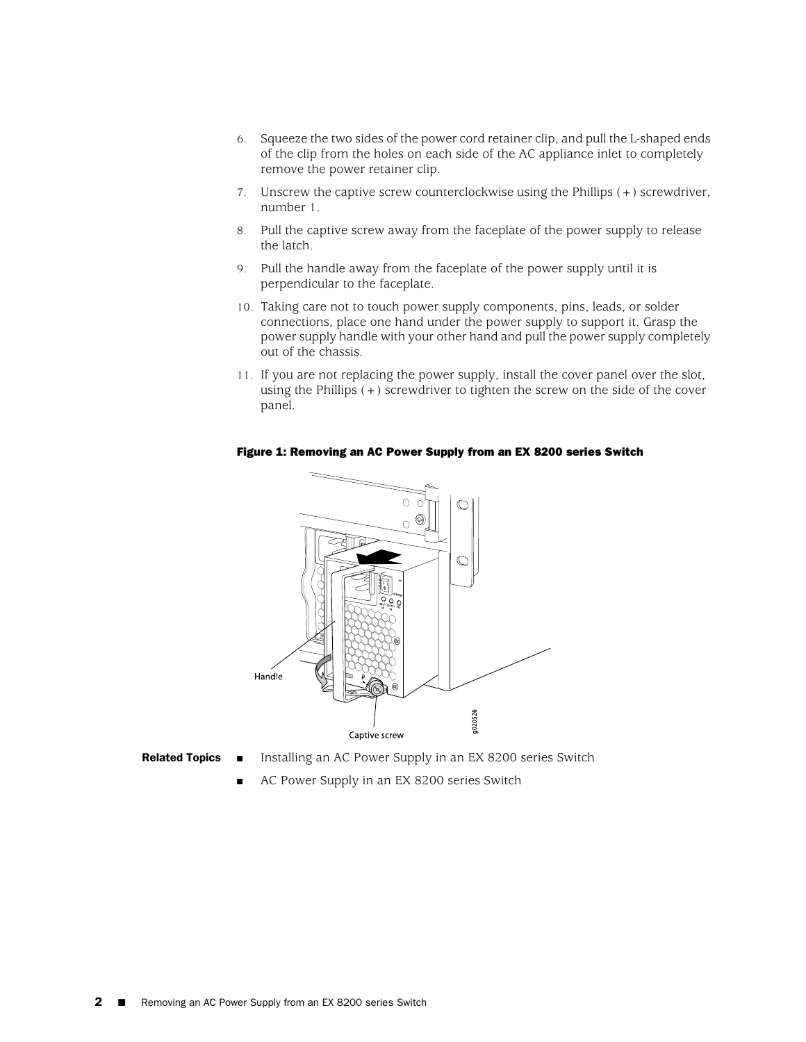6. Squeeze the two sides of the power cord retainer clip, and pull the L-shaped ends of the clip from the holes on each side of the AC appliance inlet to completely remove the power retainer clip.
7. Unscrew the captive screw counterclockwise using the Phillips (+) screwdriver, number 1.
8. Pull the captive screw away from the faceplate of the power supply to release the latch.
9. Pull the handle away from the faceplate of the power supply until it is perpendicular to the faceplate.
10. Taking care not to touch power supply components, pins, leads, or solder connections, place one hand under the power supply to support it. Grasp the power supply handle with your other hand and pull the power supply completely out of the chassis.
11. If you are not replacing the power supply, install the cover panel over the slot, using the Phillips (+) screwdriver to tighten the screw on the side of the cover panel.

**Figure 1: Removing an AC Power Supply from an EX 8200 series Switch**

Handle

Captive screw

g020526

**Related Topics**

- Installing an AC Power Supply in an EX 8200 series Switch
- AC Power Supply in an EX 8200 series Switch